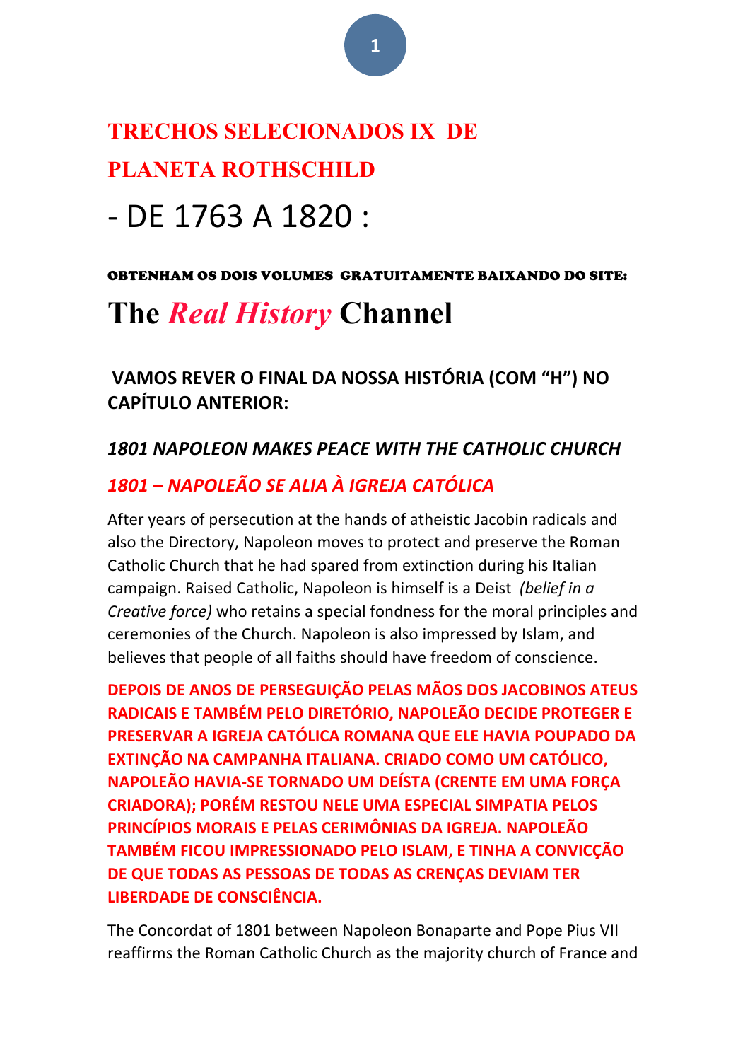# TRECHOS SELECIONADOS IX DE PLANETA ROTHSCHILD

# - DE 1763 A 1820 :

OBTENHAM OS DOIS VOLUMES GRATUITAMENTE BAIXANDO DO SITE:

# The *Real History* Channel

## VAMOS REVER O FINAL DA NOSSA HISTÓRIA (COM "H") NO CAPÍTULO ANTERIOR:

### *1801 NAPOLEON MAKES PEACE WITH THE CATHOLIC CHURCH*

### *1801 – NAPOLEÃO SE ALIA À IGREJA CATÓLICA*

After years of persecution at the hands of atheistic Jacobin radicals and also the Directory, Napoleon moves to protect and preserve the Roman Catholic Church that he had spared from extinction during his Italian campaign. Raised Catholic, Napoleon is himself is a Deist *(belief in a Creative force)* who retains a special fondness for the moral principles and ceremonies of the Church. Napoleon is also impressed by Islam, and believes that people of all faiths should have freedom of conscience.

**DEPOIS DE ANOS DE PERSEGUIÇÃO PELAS MÃOS DOS JACOBINOS ATEUS RADICAIS E TAMBÉM PELO DIRETÓRIO, NAPOLEÃO DECIDE PROTEGER E PRESERVAR A IGREJA CATÓLICA ROMANA QUE ELE HAVIA POUPADO DA EXTINÇÃO NA CAMPANHA ITALIANA. CRIADO COMO UM CATÓLICO, NAPOLEÃO HAVIA-SE TORNADO UM DEÍSTA (CRENTE EM UMA FORÇA CRIADORA); PORÉM RESTOU NELE UMA ESPECIAL SIMPATIA PELOS PRINCÍPIOS MORAIS E PELAS CERIMÔNIAS DA IGREJA. NAPOLEÃO TAMBÉM FICOU IMPRESSIONADO PELO ISLAM, E TINHA A CONVICÇÃO DE QUE TODAS AS PESSOAS DE TODAS AS CRENÇAS DEVIAM TER LIBERDADE DE CONSCIÊNCIA.**

The Concordat of 1801 between Napoleon Bonaparte and Pope Pius VII reaffirms the Roman Catholic Church as the majority church of France and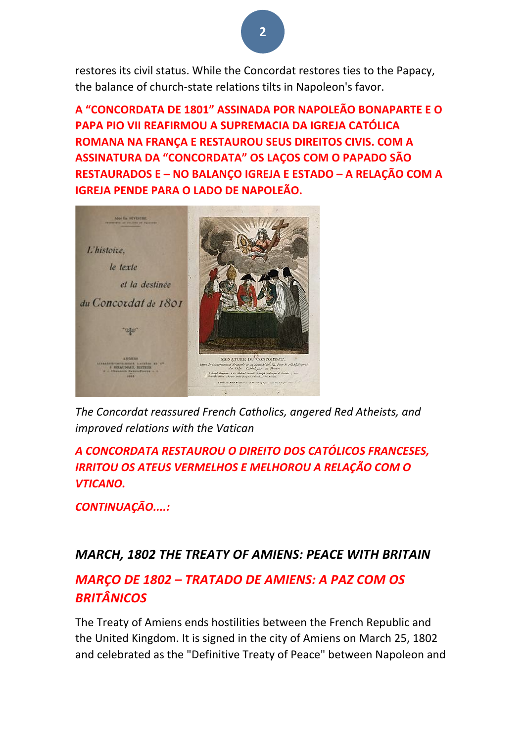restores its civil status. While the Concordat restores ties to the Papacy, the balance of church-state relations tilts in Napoleon's favor.

**A "CONCORDATA DE 1801" ASSINADA POR NAPOLEÃO BONAPARTE E O PAPA PIO VII REAFIRMOU A SUPREMACIA DA IGREJA CATÓLICA ROMANA NA FRANÇA E RESTAUROU SEUS DIREITOS CIVIS. COM A ASSINATURA DA "CONCORDATA" OS LAÇOS COM O PAPADO SÃO RESTAURADOS E – NO BALANÇO IGREJA E ESTADO – A RELAÇÃO COM A IGREJA PENDE PARA O LADO DE NAPOLEÃO.**

*The Concordat reassured French Catholics, angered Red Atheists, and improved relations with the Vatican*

***A CONCORDATA RESTAUROU O DIREITO DOS CATÓLICOS FRANCESES, IRRITOU OS ATEUS VERMELHOS E MELHOROU A RELAÇÃO COM O VTICANO.***

***CONTINUAÇÃO....:***

## *MARCH, 1802 THE TREATY OF AMIENS: PEACE WITH BRITAIN*

## *MARÇO DE 1802 – TRATADO DE AMIENS: A PAZ COM OS BRITÂNICOS*

The Treaty of Amiens ends hostilities between the French Republic and the United Kingdom. It is signed in the city of Amiens on March 25, 1802 and celebrated as the "Definitive Treaty of Peace" between Napoleon and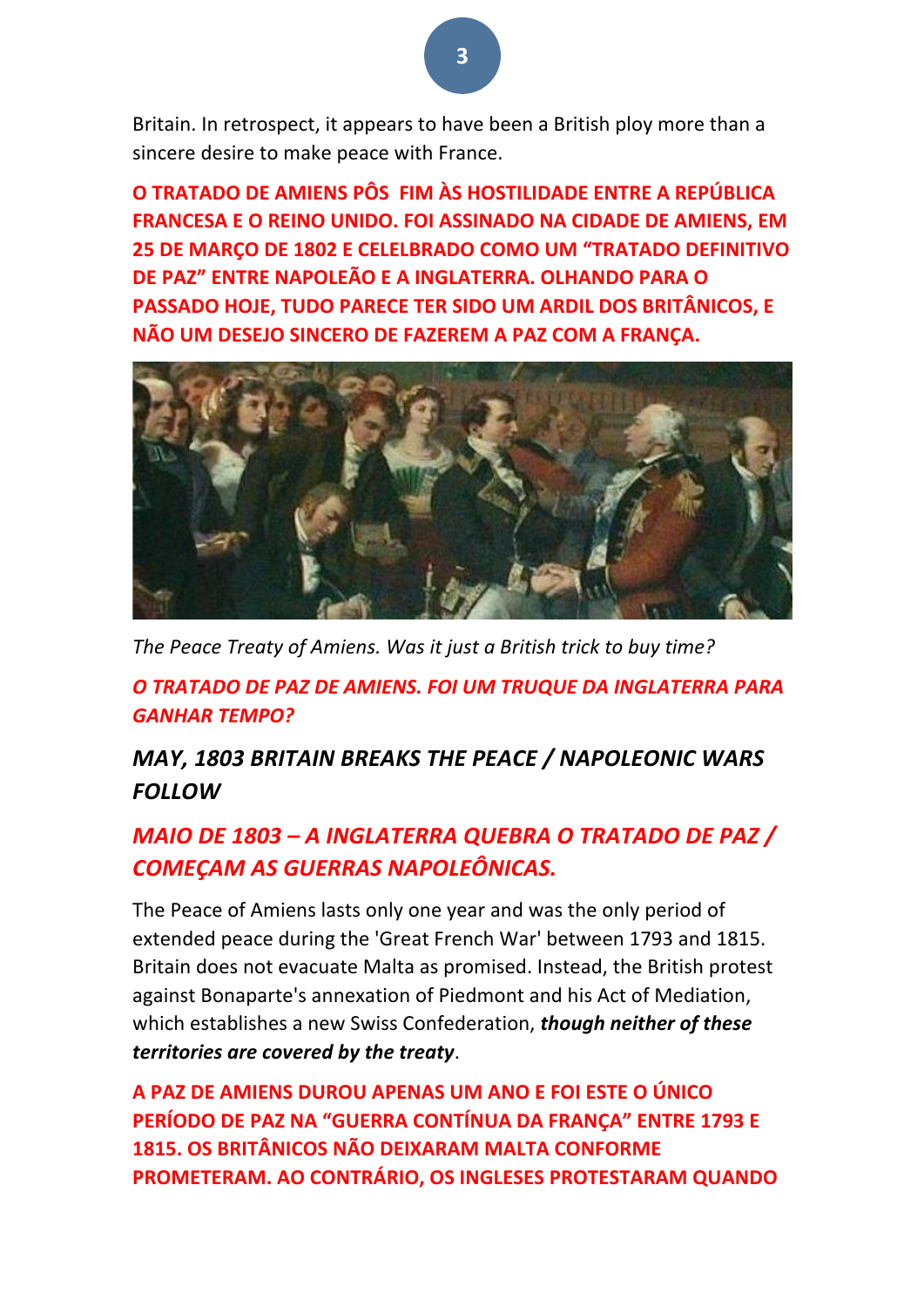Britain. In retrospect, it appears to have been a British ploy more than a sincere desire to make peace with France.

**O TRATADO DE AMIENS PÔS FIM ÀS HOSTILIDADE ENTRE A REPÚBLICA FRANCESA E O REINO UNIDO. FOI ASSINADO NA CIDADE DE AMIENS, EM 25 DE MARÇO DE 1802 E CELELBRADO COMO UM "TRATADO DEFINITIVO DE PAZ" ENTRE NAPOLEÃO E A INGLATERRA. OLHANDO PARA O PASSADO HOJE, TUDO PARECE TER SIDO UM ARDIL DOS BRITÂNICOS, E NÃO UM DESEJO SINCERO DE FAZEREM A PAZ COM A FRANÇA.**

*The Peace Treaty of Amiens. Was it just a British trick to buy time?*

***O TRATADO DE PAZ DE AMIENS. FOI UM TRUQUE DA INGLATERRA PARA GANHAR TEMPO?***

## *MAY, 1803 BRITAIN BREAKS THE PEACE / NAPOLEONIC WARS FOLLOW*

## *MAIO DE 1803 – A INGLATERRA QUEBRA O TRATADO DE PAZ / COMEÇAM AS GUERRAS NAPOLEÔNICAS.*

The Peace of Amiens lasts only one year and was the only period of extended peace during the 'Great French War' between 1793 and 1815. Britain does not evacuate Malta as promised. Instead, the British protest against Bonaparte's annexation of Piedmont and his Act of Mediation, which establishes a new Swiss Confederation, ***though neither of these territories are covered by the treaty***.

**A PAZ DE AMIENS DUROU APENAS UM ANO E FOI ESTE O ÚNICO PERÍODO DE PAZ NA "GUERRA CONTÍNUA DA FRANÇA" ENTRE 1793 E 1815. OS BRITÂNICOS NÃO DEIXARAM MALTA CONFORME PROMETERAM. AO CONTRÁRIO, OS INGLESES PROTESTARAM QUANDO**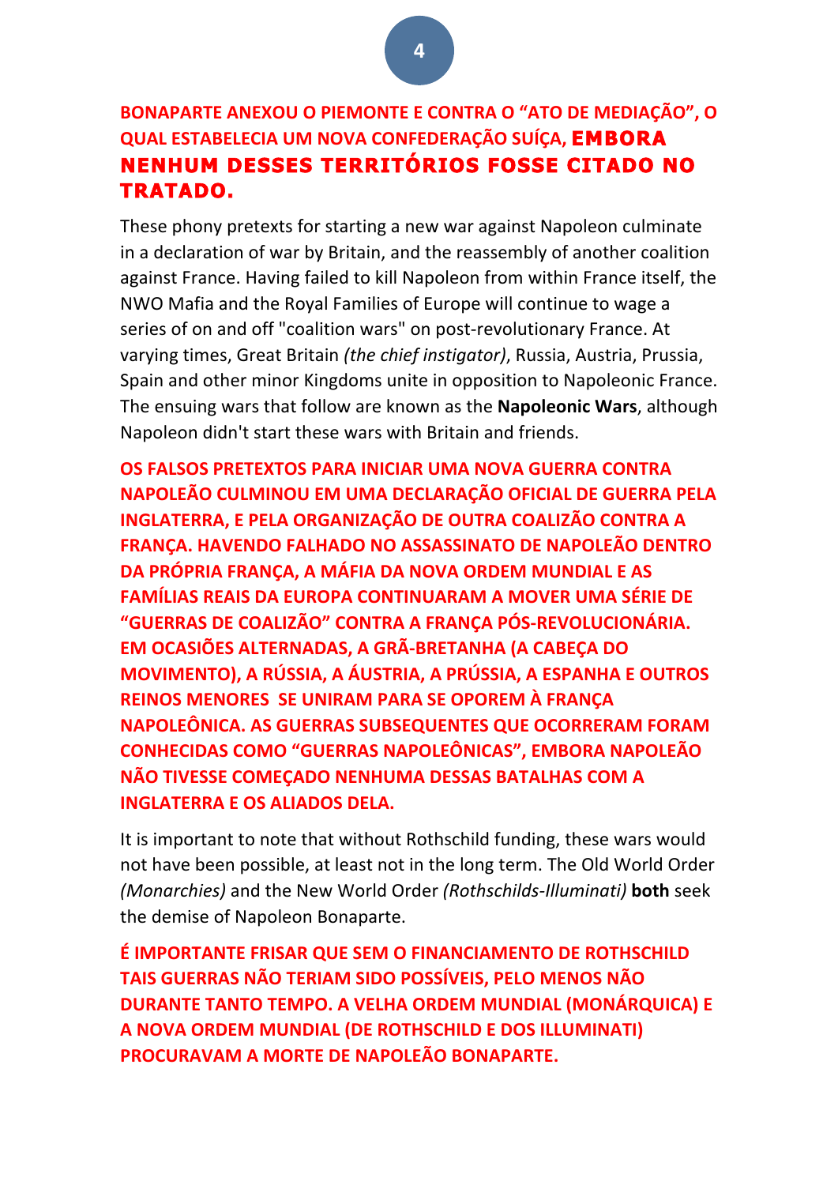**BONAPARTE ANEXOU O PIEMONTE E CONTRA O "ATO DE MEDIAÇÃO", O QUAL ESTABELECIA UM NOVA CONFEDERAÇÃO SUÍÇA, EMBORA NENHUM DESSES TERRITÓRIOS FOSSE CITADO NO TRATADO.**

These phony pretexts for starting a new war against Napoleon culminate in a declaration of war by Britain, and the reassembly of another coalition against France. Having failed to kill Napoleon from within France itself, the NWO Mafia and the Royal Families of Europe will continue to wage a series of on and off "coalition wars" on post-revolutionary France. At varying times, Great Britain *(the chief instigator)*, Russia, Austria, Prussia, Spain and other minor Kingdoms unite in opposition to Napoleonic France. The ensuing wars that follow are known as the **Napoleonic Wars**, although Napoleon didn't start these wars with Britain and friends.

**OS FALSOS PRETEXTOS PARA INICIAR UMA NOVA GUERRA CONTRA NAPOLEÃO CULMINOU EM UMA DECLARAÇÃO OFICIAL DE GUERRA PELA INGLATERRA, E PELA ORGANIZAÇÃO DE OUTRA COALIZÃO CONTRA A FRANÇA. HAVENDO FALHADO NO ASSASSINATO DE NAPOLEÃO DENTRO DA PRÓPRIA FRANÇA, A MÁFIA DA NOVA ORDEM MUNDIAL E AS FAMÍLIAS REAIS DA EUROPA CONTINUARAM A MOVER UMA SÉRIE DE "GUERRAS DE COALIZÃO" CONTRA A FRANÇA PÓS-REVOLUCIONÁRIA. EM OCASIÕES ALTERNADAS, A GRÃ-BRETANHA (A CABEÇA DO MOVIMENTO), A RÚSSIA, A ÁUSTRIA, A PRÚSSIA, A ESPANHA E OUTROS REINOS MENORES SE UNIRAM PARA SE OPOREM À FRANÇA NAPOLEÔNICA. AS GUERRAS SUBSEQUENTES QUE OCORRERAM FORAM CONHECIDAS COMO "GUERRAS NAPOLEÔNICAS", EMBORA NAPOLEÃO NÃO TIVESSE COMEÇADO NENHUMA DESSAS BATALHAS COM A INGLATERRA E OS ALIADOS DELA.**

It is important to note that without Rothschild funding, these wars would not have been possible, at least not in the long term. The Old World Order *(Monarchies)* and the New World Order *(Rothschilds-Illuminati)* **both** seek the demise of Napoleon Bonaparte.

**É IMPORTANTE FRISAR QUE SEM O FINANCIAMENTO DE ROTHSCHILD TAIS GUERRAS NÃO TERIAM SIDO POSSÍVEIS, PELO MENOS NÃO DURANTE TANTO TEMPO. A VELHA ORDEM MUNDIAL (MONÁRQUICA) E A NOVA ORDEM MUNDIAL (DE ROTHSCHILD E DOS ILLUMINATI) PROCURAVAM A MORTE DE NAPOLEÃO BONAPARTE.**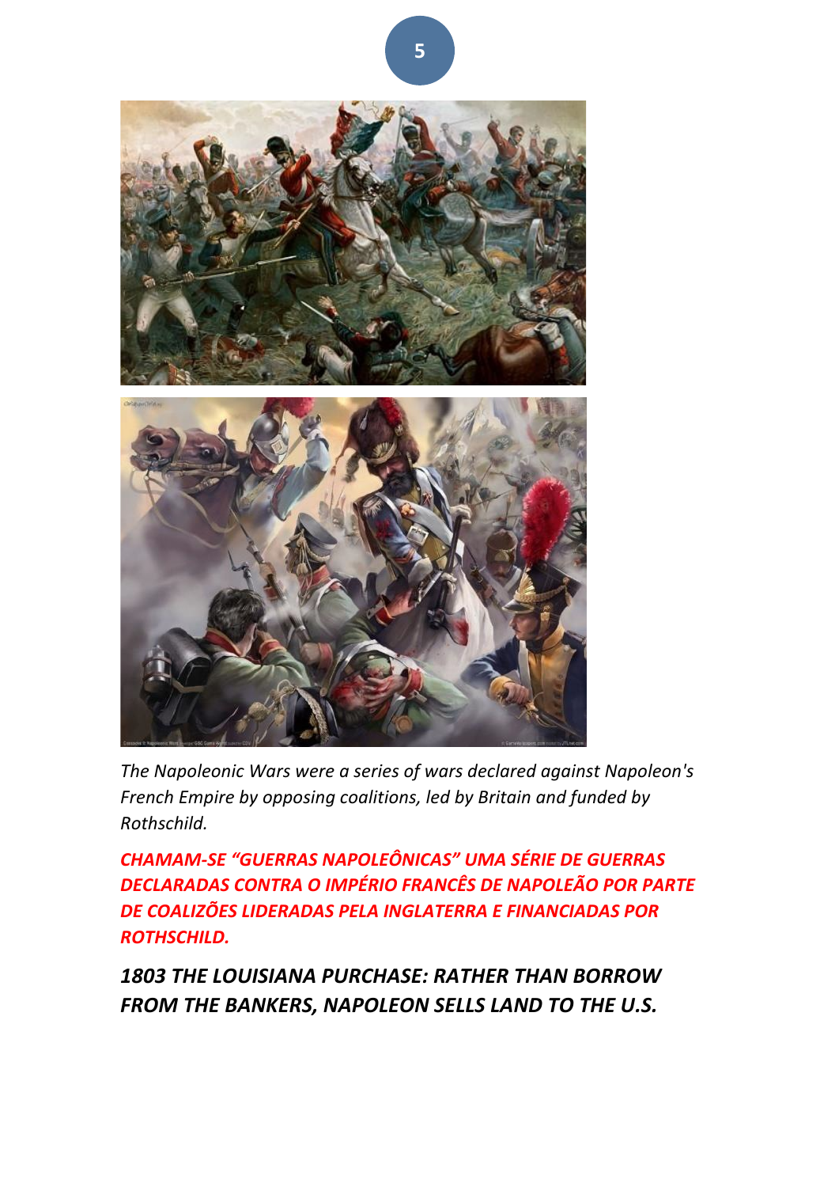*The Napoleonic Wars were a series of wars declared against Napoleon's French Empire by opposing coalitions, led by Britain and funded by Rothschild.*

***CHAMAM-SE "GUERRAS NAPOLEÔNICAS" UMA SÉRIE DE GUERRAS DECLARADAS CONTRA O IMPÉRIO FRANCÊS DE NAPOLEÃO POR PARTE DE COALIZÕES LIDERADAS PELA INGLATERRA E FINANCIADAS POR ROTHSCHILD.***

***1803 THE LOUISIANA PURCHASE: RATHER THAN BORROW FROM THE BANKERS, NAPOLEON SELLS LAND TO THE U.S.***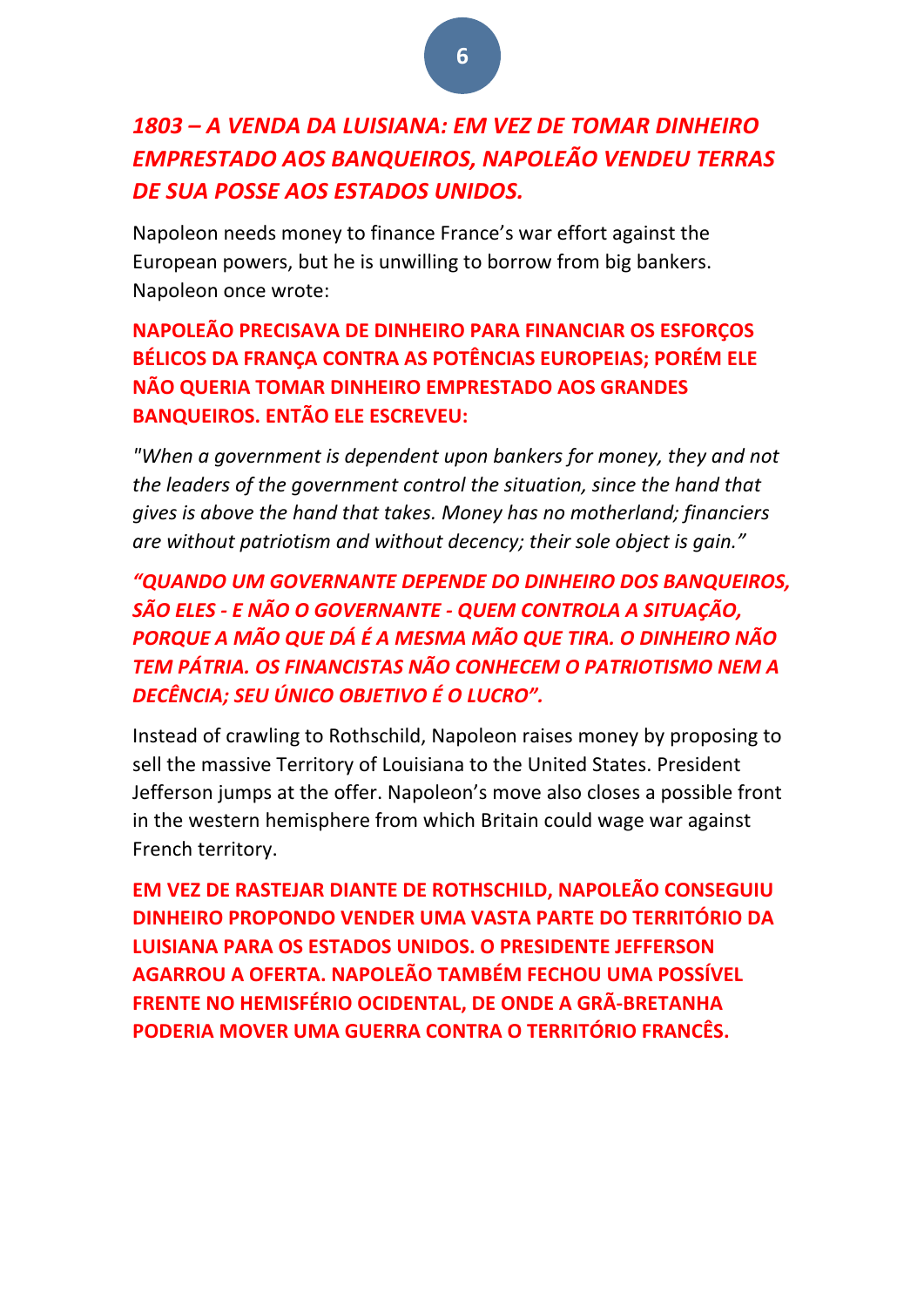## *1803 – A VENDA DA LUISIANA: EM VEZ DE TOMAR DINHEIRO EMPRESTADO AOS BANQUEIROS, NAPOLEÃO VENDEU TERRAS DE SUA POSSE AOS ESTADOS UNIDOS.*

Napoleon needs money to finance France's war effort against the European powers, but he is unwilling to borrow from big bankers. Napoleon once wrote:

**NAPOLEÃO PRECISAVA DE DINHEIRO PARA FINANCIAR OS ESFORÇOS BÉLICOS DA FRANÇA CONTRA AS POTÊNCIAS EUROPEIAS; PORÉM ELE NÃO QUERIA TOMAR DINHEIRO EMPRESTADO AOS GRANDES BANQUEIROS. ENTÃO ELE ESCREVEU:**

*"When a government is dependent upon bankers for money, they and not the leaders of the government control the situation, since the hand that gives is above the hand that takes. Money has no motherland; financiers are without patriotism and without decency; their sole object is gain."*

***"QUANDO UM GOVERNANTE DEPENDE DO DINHEIRO DOS BANQUEIROS, SÃO ELES - E NÃO O GOVERNANTE - QUEM CONTROLA A SITUAÇÃO, PORQUE A MÃO QUE DÁ É A MESMA MÃO QUE TIRA. O DINHEIRO NÃO TEM PÁTRIA. OS FINANCISTAS NÃO CONHECEM O PATRIOTISMO NEM A DECÊNCIA; SEU ÚNICO OBJETIVO É O LUCRO".***

Instead of crawling to Rothschild, Napoleon raises money by proposing to sell the massive Territory of Louisiana to the United States. President Jefferson jumps at the offer. Napoleon's move also closes a possible front in the western hemisphere from which Britain could wage war against French territory.

**EM VEZ DE RASTEJAR DIANTE DE ROTHSCHILD, NAPOLEÃO CONSEGUIU DINHEIRO PROPONDO VENDER UMA VASTA PARTE DO TERRITÓRIO DA LUISIANA PARA OS ESTADOS UNIDOS. O PRESIDENTE JEFFERSON AGARROU A OFERTA. NAPOLEÃO TAMBÉM FECHOU UMA POSSÍVEL FRENTE NO HEMISFÉRIO OCIDENTAL, DE ONDE A GRÃ-BRETANHA PODERIA MOVER UMA GUERRA CONTRA O TERRITÓRIO FRANCÊS.**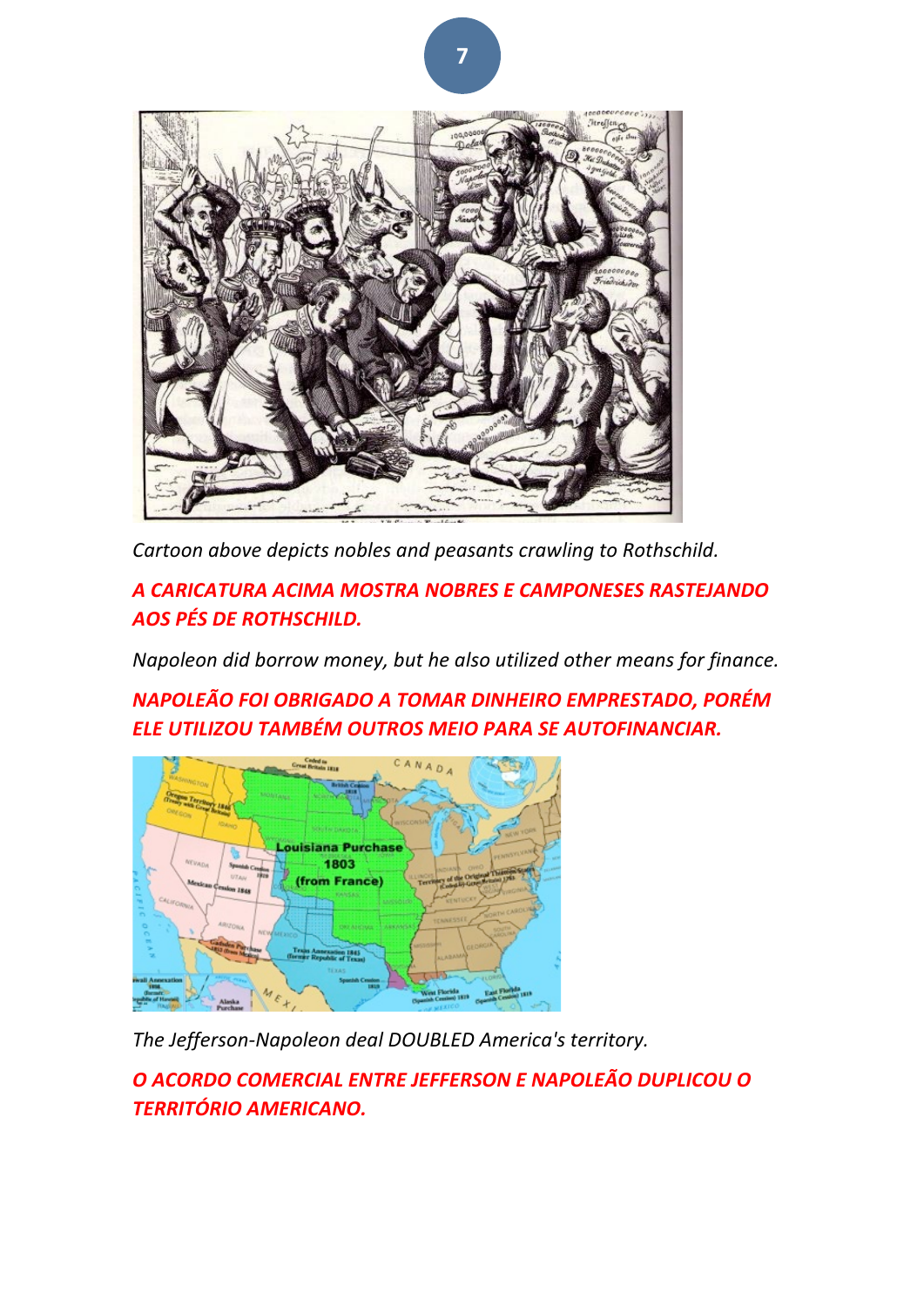*Cartoon above depicts nobles and peasants crawling to Rothschild.*

***A CARICATURA ACIMA MOSTRA NOBRES E CAMPONESES RASTEJANDO AOS PÉS DE ROTHSCHILD.***

*Napoleon did borrow money, but he also utilized other means for finance.*

***NAPOLEÃO FOI OBRIGADO A TOMAR DINHEIRO EMPRESTADO, PORÉM ELE UTILIZOU TAMBÉM OUTROS MEIO PARA SE AUTOFINANCIAR.***

*The Jefferson-Napoleon deal DOUBLED America's territory.*

***O ACORDO COMERCIAL ENTRE JEFFERSON E NAPOLEÃO DUPLICOU O TERRITÓRIO AMERICANO.***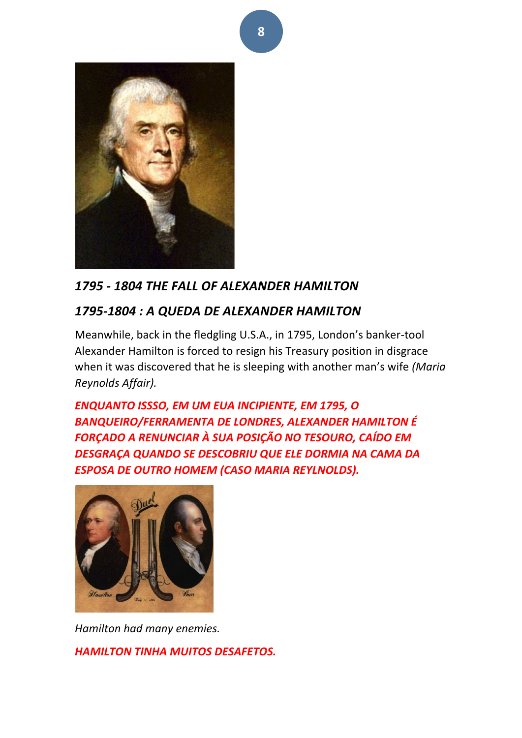### *1795 - 1804 THE FALL OF ALEXANDER HAMILTON*

### *1795-1804 : A QUEDA DE ALEXANDER HAMILTON*

Meanwhile, back in the fledgling U.S.A., in 1795, London's banker-tool Alexander Hamilton is forced to resign his Treasury position in disgrace when it was discovered that he is sleeping with another man's wife *(Maria Reynolds Affair).*

***ENQUANTO ISSSO, EM UM EUA INCIPIENTE, EM 1795, O BANQUEIRO/FERRAMENTA DE LONDRES, ALEXANDER HAMILTON É FORÇADO A RENUNCIAR À SUA POSIÇÃO NO TESOURO, CAÍDO EM DESGRAÇA QUANDO SE DESCOBRIU QUE ELE DORMIA NA CAMA DA ESPOSA DE OUTRO HOMEM (CASO MARIA REYLNOLDS).***

*Hamilton had many enemies.*

***HAMILTON TINHA MUITOS DESAFETOS.***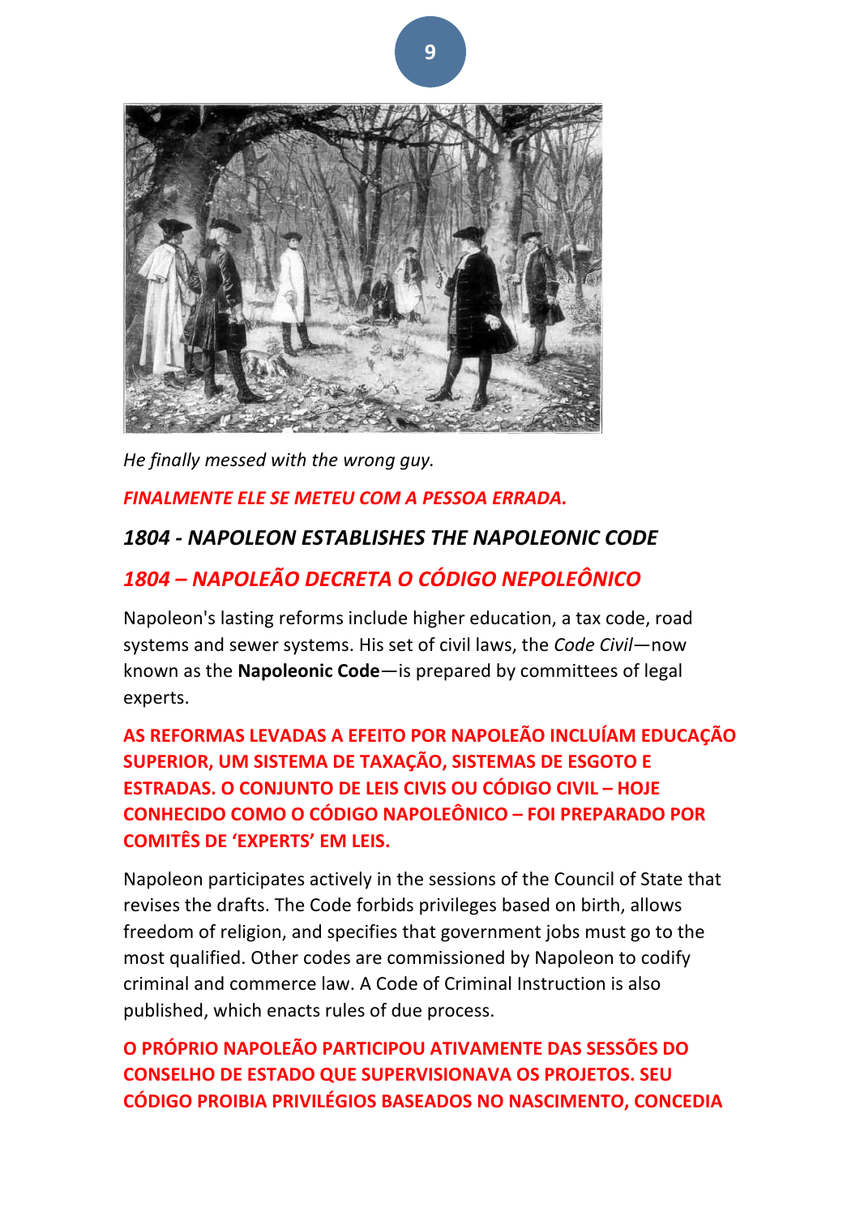*He finally messed with the wrong guy.*

***FINALMENTE ELE SE METEU COM A PESSOA ERRADA.***

### *1804 - NAPOLEON ESTABLISHES THE NAPOLEONIC CODE*

### *1804 – NAPOLEÃO DECRETA O CÓDIGO NEPOLEÔNICO*

Napoleon's lasting reforms include higher education, a tax code, road systems and sewer systems. His set of civil laws, the *Code Civil*—now known as the **Napoleonic Code**—is prepared by committees of legal experts.

**AS REFORMAS LEVADAS A EFEITO POR NAPOLEÃO INCLUÍAM EDUCAÇÃO SUPERIOR, UM SISTEMA DE TAXAÇÃO, SISTEMAS DE ESGOTO E ESTRADAS. O CONJUNTO DE LEIS CIVIS OU CÓDIGO CIVIL – HOJE CONHECIDO COMO O CÓDIGO NAPOLEÔNICO – FOI PREPARADO POR COMITÊS DE 'EXPERTS' EM LEIS.**

Napoleon participates actively in the sessions of the Council of State that revises the drafts. The Code forbids privileges based on birth, allows freedom of religion, and specifies that government jobs must go to the most qualified. Other codes are commissioned by Napoleon to codify criminal and commerce law. A Code of Criminal Instruction is also published, which enacts rules of due process.

**O PRÓPRIO NAPOLEÃO PARTICIPOU ATIVAMENTE DAS SESSÕES DO CONSELHO DE ESTADO QUE SUPERVISIONAVA OS PROJETOS. SEU CÓDIGO PROIBIA PRIVILÉGIOS BASEADOS NO NASCIMENTO, CONCEDIA**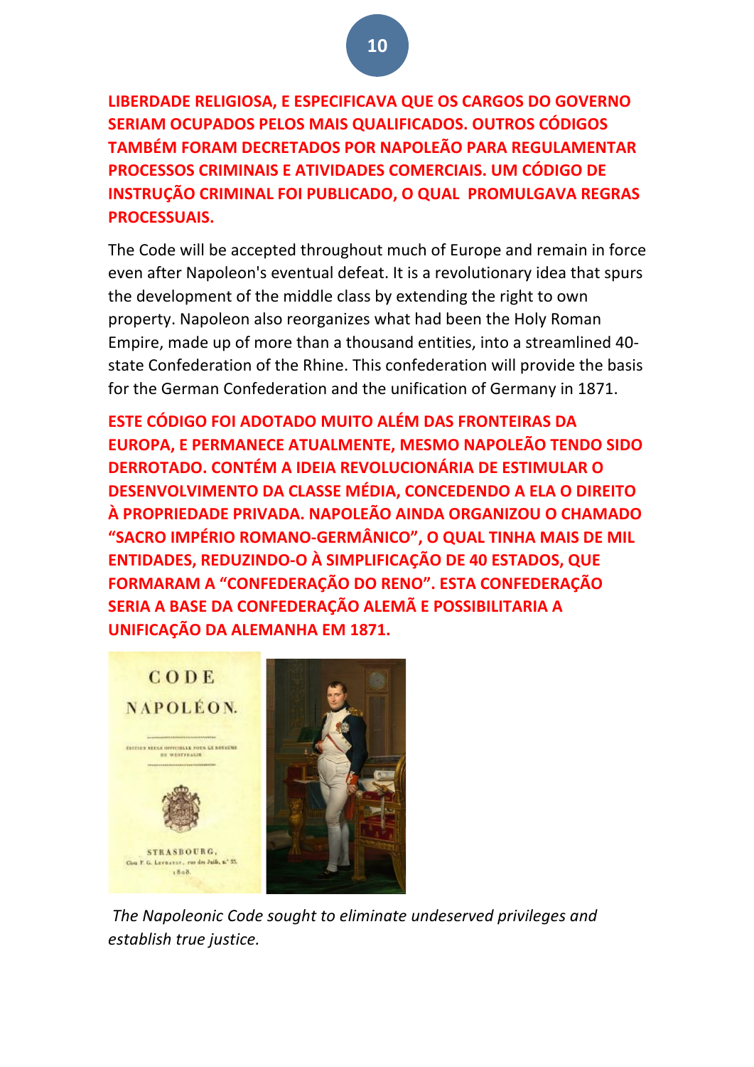**LIBERDADE RELIGIOSA, E ESPECIFICAVA QUE OS CARGOS DO GOVERNO SERIAM OCUPADOS PELOS MAIS QUALIFICADOS. OUTROS CÓDIGOS TAMBÉM FORAM DECRETADOS POR NAPOLEÃO PARA REGULAMENTAR PROCESSOS CRIMINAIS E ATIVIDADES COMERCIAIS. UM CÓDIGO DE INSTRUÇÃO CRIMINAL FOI PUBLICADO, O QUAL PROMULGAVA REGRAS PROCESSUAIS.**

The Code will be accepted throughout much of Europe and remain in force even after Napoleon's eventual defeat. It is a revolutionary idea that spurs the development of the middle class by extending the right to own property. Napoleon also reorganizes what had been the Holy Roman Empire, made up of more than a thousand entities, into a streamlined 40-state Confederation of the Rhine. This confederation will provide the basis for the German Confederation and the unification of Germany in 1871.

**ESTE CÓDIGO FOI ADOTADO MUITO ALÉM DAS FRONTEIRAS DA EUROPA, E PERMANECE ATUALMENTE, MESMO NAPOLEÃO TENDO SIDO DERROTADO. CONTÉM A IDEIA REVOLUCIONÁRIA DE ESTIMULAR O DESENVOLVIMENTO DA CLASSE MÉDIA, CONCEDENDO A ELA O DIREITO À PROPRIEDADE PRIVADA. NAPOLEÃO AINDA ORGANIZOU O CHAMADO "SACRO IMPÉRIO ROMANO-GERMÂNICO", O QUAL TINHA MAIS DE MIL ENTIDADES, REDUZINDO-O À SIMPLIFICAÇÃO DE 40 ESTADOS, QUE FORMARAM A "CONFEDERAÇÃO DO RENO". ESTA CONFEDERAÇÃO SERIA A BASE DA CONFEDERAÇÃO ALEMÃ E POSSIBILITARIA A UNIFICAÇÃO DA ALEMANHA EM 1871.**

*The Napoleonic Code sought to eliminate undeserved privileges and establish true justice.*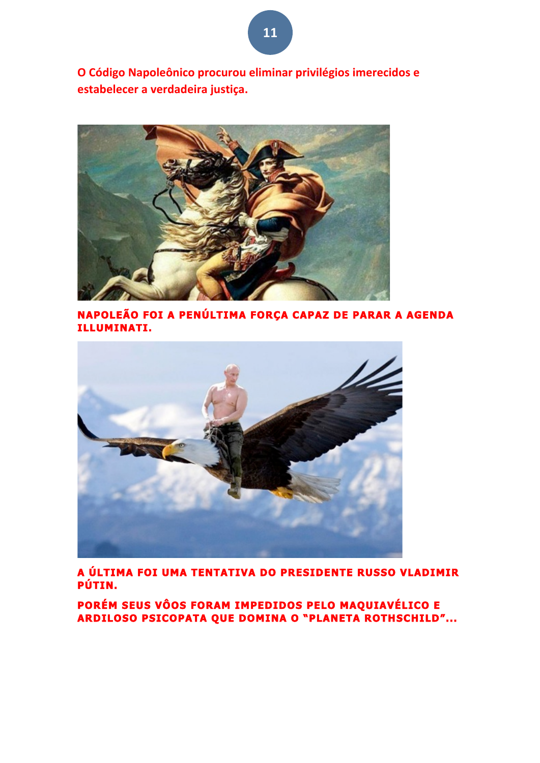**O Código Napoleônico procurou eliminar privilégios imerecidos e estabelecer a verdadeira justiça.**

**NAPOLEÃO FOI A PENÚLTIMA FORÇA CAPAZ DE PARAR A AGENDA ILLUMINATI.**

**A ÚLTIMA FOI UMA TENTATIVA DO PRESIDENTE RUSSO VLADIMIR PÚTIN.**

**PORÉM SEUS VÔOS FORAM IMPEDIDOS PELO MAQUIAVÉLICO E ARDILOSO PSICOPATA QUE DOMINA O "PLANETA ROTHSCHILD"...**